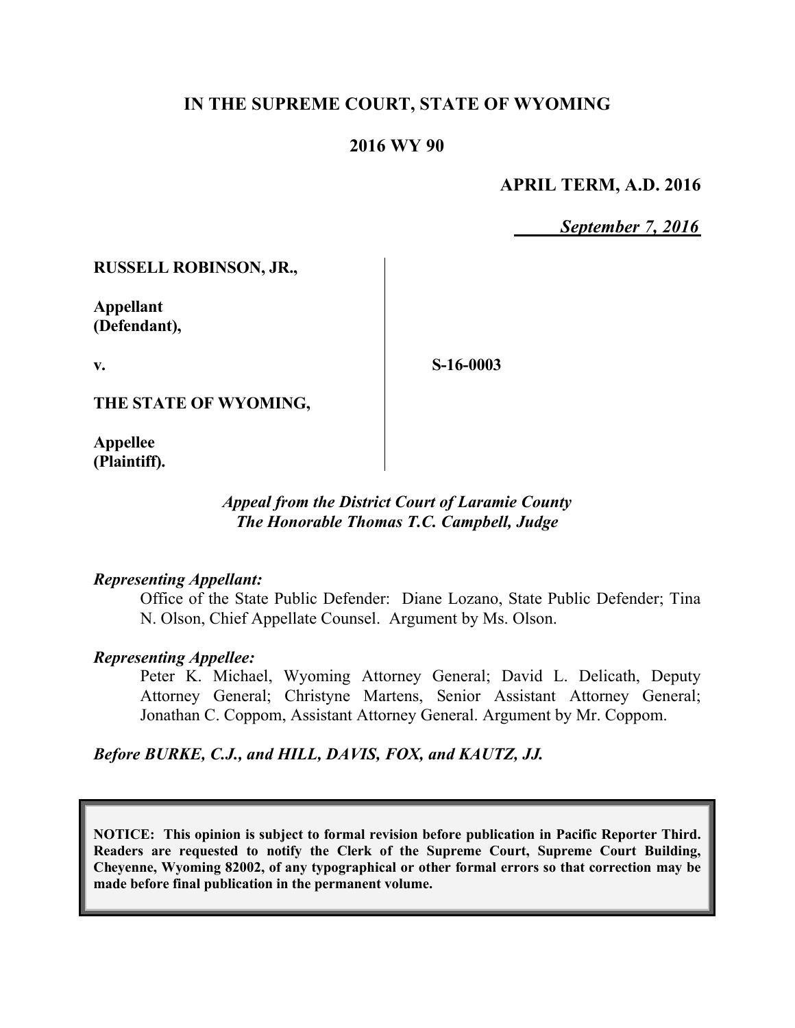# IN THE SUPREME COURT, STATE OF WYOMING

## 2016 WY 90

**APRIL TERM, A.D. 2016**

*September 7, 2016*

**RUSSELL ROBINSON, JR.,**

**Appellant (Defendant),**

**v.**

**S-16-0003**

**THE STATE OF WYOMING,**

**Appellee (Plaintiff).**

***Appeal from the District Court of Laramie County***
***The Honorable Thomas T.C. Campbell, Judge***

***Representing Appellant:***

Office of the State Public Defender: Diane Lozano, State Public Defender; Tina N. Olson, Chief Appellate Counsel. Argument by Ms. Olson.

***Representing Appellee:***

Peter K. Michael, Wyoming Attorney General; David L. Delicath, Deputy Attorney General; Christyne Martens, Senior Assistant Attorney General; Jonathan C. Coppom, Assistant Attorney General. Argument by Mr. Coppom.

***Before BURKE, C.J., and HILL, DAVIS, FOX, and KAUTZ, JJ.***

**NOTICE: This opinion is subject to formal revision before publication in Pacific Reporter Third. Readers are requested to notify the Clerk of the Supreme Court, Supreme Court Building, Cheyenne, Wyoming 82002, of any typographical or other formal errors so that correction may be made before final publication in the permanent volume.**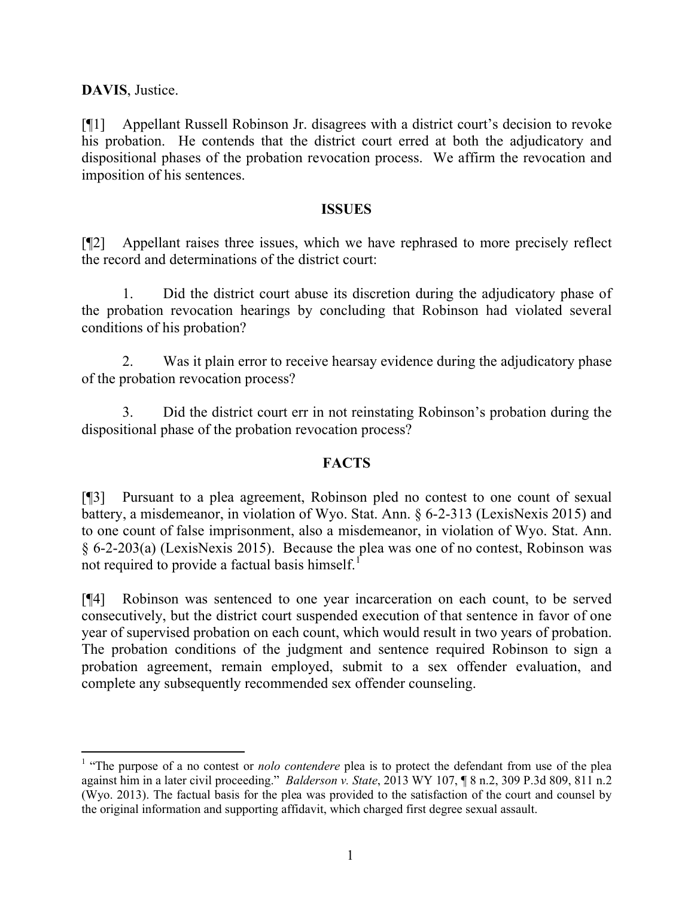**DAVIS**, Justice.

[¶1] Appellant Russell Robinson Jr. disagrees with a district court's decision to revoke his probation. He contends that the district court erred at both the adjudicatory and dispositional phases of the probation revocation process. We affirm the revocation and imposition of his sentences.

## ISSUES

[¶2] Appellant raises three issues, which we have rephrased to more precisely reflect the record and determinations of the district court:

1. Did the district court abuse its discretion during the adjudicatory phase of the probation revocation hearings by concluding that Robinson had violated several conditions of his probation?

2. Was it plain error to receive hearsay evidence during the adjudicatory phase of the probation revocation process?

3. Did the district court err in not reinstating Robinson's probation during the dispositional phase of the probation revocation process?

## FACTS

[¶3] Pursuant to a plea agreement, Robinson pled no contest to one count of sexual battery, a misdemeanor, in violation of Wyo. Stat. Ann. § 6-2-313 (LexisNexis 2015) and to one count of false imprisonment, also a misdemeanor, in violation of Wyo. Stat. Ann. § 6-2-203(a) (LexisNexis 2015). Because the plea was one of no contest, Robinson was not required to provide a factual basis himself.[1]

[¶4] Robinson was sentenced to one year incarceration on each count, to be served consecutively, but the district court suspended execution of that sentence in favor of one year of supervised probation on each count, which would result in two years of probation. The probation conditions of the judgment and sentence required Robinson to sign a probation agreement, remain employed, submit to a sex offender evaluation, and complete any subsequently recommended sex offender counseling.

---

[1] "The purpose of a no contest or *nolo contendere* plea is to protect the defendant from use of the plea against him in a later civil proceeding." *Balderson v. State*, 2013 WY 107, ¶ 8 n.2, 309 P.3d 809, 811 n.2 (Wyo. 2013). The factual basis for the plea was provided to the satisfaction of the court and counsel by the original information and supporting affidavit, which charged first degree sexual assault.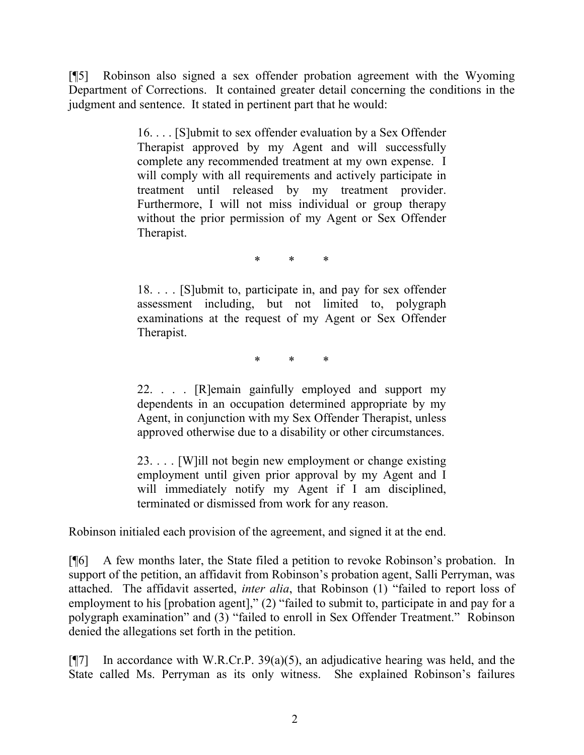[¶5] Robinson also signed a sex offender probation agreement with the Wyoming Department of Corrections. It contained greater detail concerning the conditions in the judgment and sentence. It stated in pertinent part that he would:

> 16. . . . [S]ubmit to sex offender evaluation by a Sex Offender Therapist approved by my Agent and will successfully complete any recommended treatment at my own expense. I will comply with all requirements and actively participate in treatment until released by my treatment provider. Furthermore, I will not miss individual or group therapy without the prior permission of my Agent or Sex Offender Therapist.
>
> \* \* \*
>
> 18. . . . [S]ubmit to, participate in, and pay for sex offender assessment including, but not limited to, polygraph examinations at the request of my Agent or Sex Offender Therapist.
>
> \* \* \*
>
> 22. . . . [R]emain gainfully employed and support my dependents in an occupation determined appropriate by my Agent, in conjunction with my Sex Offender Therapist, unless approved otherwise due to a disability or other circumstances.
>
> 23. . . . [W]ill not begin new employment or change existing employment until given prior approval by my Agent and I will immediately notify my Agent if I am disciplined, terminated or dismissed from work for any reason.

Robinson initialed each provision of the agreement, and signed it at the end.

[¶6] A few months later, the State filed a petition to revoke Robinson's probation. In support of the petition, an affidavit from Robinson's probation agent, Salli Perryman, was attached. The affidavit asserted, *inter alia*, that Robinson (1) "failed to report loss of employment to his [probation agent]," (2) "failed to submit to, participate in and pay for a polygraph examination" and (3) "failed to enroll in Sex Offender Treatment." Robinson denied the allegations set forth in the petition.

[¶7] In accordance with W.R.Cr.P. 39(a)(5), an adjudicative hearing was held, and the State called Ms. Perryman as its only witness. She explained Robinson's failures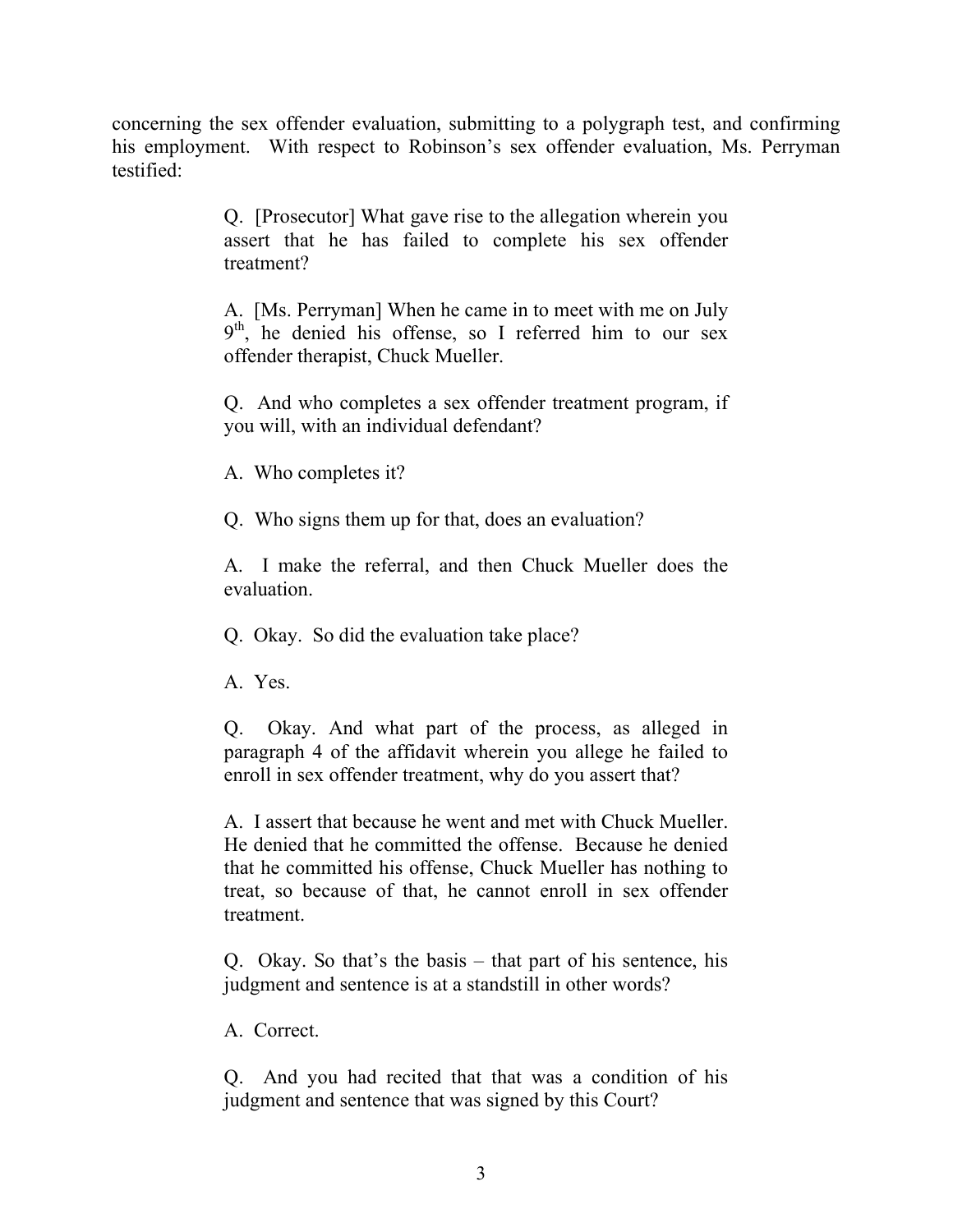concerning the sex offender evaluation, submitting to a polygraph test, and confirming his employment. With respect to Robinson's sex offender evaluation, Ms. Perryman testified:

> Q. [Prosecutor] What gave rise to the allegation wherein you assert that he has failed to complete his sex offender treatment?
>
> A. [Ms. Perryman] When he came in to meet with me on July 9th, he denied his offense, so I referred him to our sex offender therapist, Chuck Mueller.
>
> Q. And who completes a sex offender treatment program, if you will, with an individual defendant?
>
> A. Who completes it?
>
> Q. Who signs them up for that, does an evaluation?
>
> A. I make the referral, and then Chuck Mueller does the evaluation.
>
> Q. Okay. So did the evaluation take place?
>
> A. Yes.
>
> Q. Okay. And what part of the process, as alleged in paragraph 4 of the affidavit wherein you allege he failed to enroll in sex offender treatment, why do you assert that?
>
> A. I assert that because he went and met with Chuck Mueller. He denied that he committed the offense. Because he denied that he committed his offense, Chuck Mueller has nothing to treat, so because of that, he cannot enroll in sex offender treatment.
>
> Q. Okay. So that's the basis – that part of his sentence, his judgment and sentence is at a standstill in other words?
>
> A. Correct.
>
> Q. And you had recited that that was a condition of his judgment and sentence that was signed by this Court?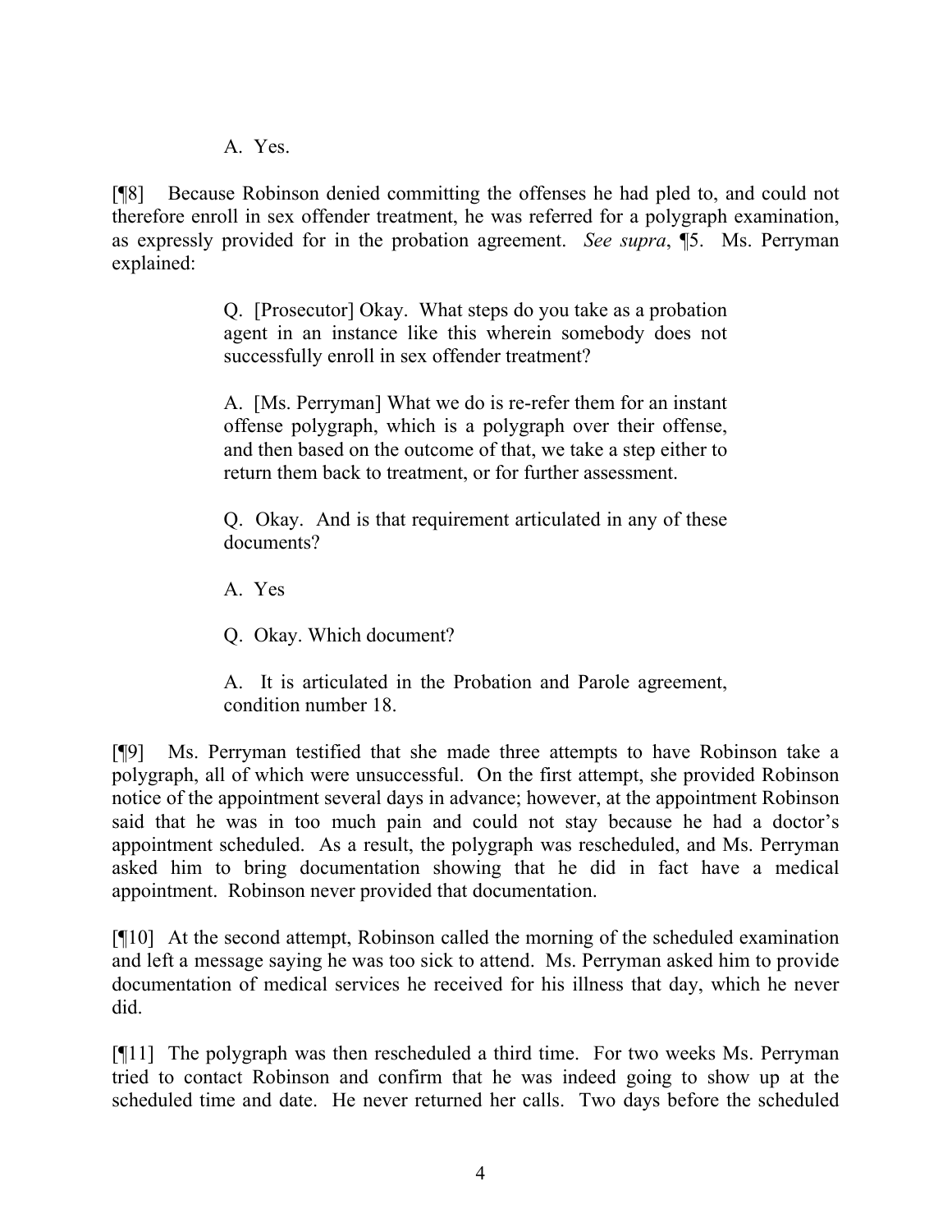A. Yes.

[¶8] Because Robinson denied committing the offenses he had pled to, and could not therefore enroll in sex offender treatment, he was referred for a polygraph examination, as expressly provided for in the probation agreement. *See supra*, ¶5. Ms. Perryman explained:

> Q. [Prosecutor] Okay. What steps do you take as a probation agent in an instance like this wherein somebody does not successfully enroll in sex offender treatment?
>
> A. [Ms. Perryman] What we do is re-refer them for an instant offense polygraph, which is a polygraph over their offense, and then based on the outcome of that, we take a step either to return them back to treatment, or for further assessment.
>
> Q. Okay. And is that requirement articulated in any of these documents?
>
> A. Yes
>
> Q. Okay. Which document?
>
> A. It is articulated in the Probation and Parole agreement, condition number 18.

[¶9] Ms. Perryman testified that she made three attempts to have Robinson take a polygraph, all of which were unsuccessful. On the first attempt, she provided Robinson notice of the appointment several days in advance; however, at the appointment Robinson said that he was in too much pain and could not stay because he had a doctor's appointment scheduled. As a result, the polygraph was rescheduled, and Ms. Perryman asked him to bring documentation showing that he did in fact have a medical appointment. Robinson never provided that documentation.

[¶10] At the second attempt, Robinson called the morning of the scheduled examination and left a message saying he was too sick to attend. Ms. Perryman asked him to provide documentation of medical services he received for his illness that day, which he never did.

[¶11] The polygraph was then rescheduled a third time. For two weeks Ms. Perryman tried to contact Robinson and confirm that he was indeed going to show up at the scheduled time and date. He never returned her calls. Two days before the scheduled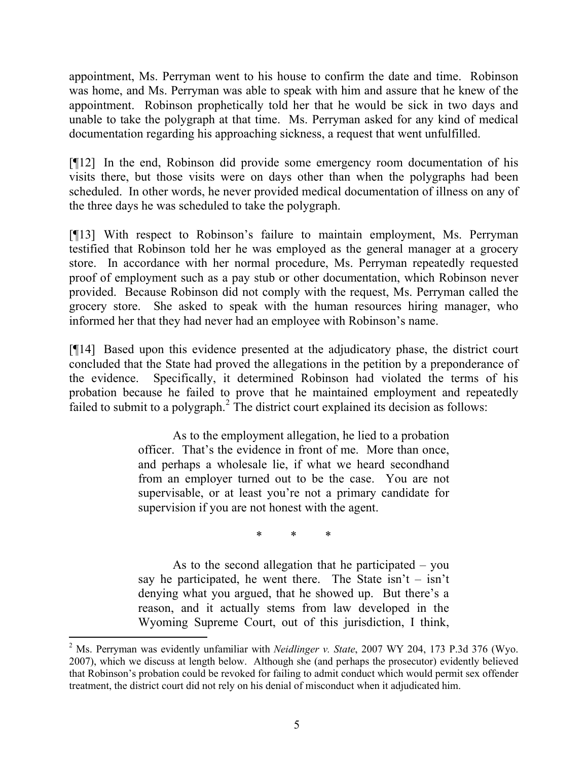appointment, Ms. Perryman went to his house to confirm the date and time. Robinson was home, and Ms. Perryman was able to speak with him and assure that he knew of the appointment. Robinson prophetically told her that he would be sick in two days and unable to take the polygraph at that time. Ms. Perryman asked for any kind of medical documentation regarding his approaching sickness, a request that went unfulfilled.

[¶12] In the end, Robinson did provide some emergency room documentation of his visits there, but those visits were on days other than when the polygraphs had been scheduled. In other words, he never provided medical documentation of illness on any of the three days he was scheduled to take the polygraph.

[¶13] With respect to Robinson's failure to maintain employment, Ms. Perryman testified that Robinson told her he was employed as the general manager at a grocery store. In accordance with her normal procedure, Ms. Perryman repeatedly requested proof of employment such as a pay stub or other documentation, which Robinson never provided. Because Robinson did not comply with the request, Ms. Perryman called the grocery store. She asked to speak with the human resources hiring manager, who informed her that they had never had an employee with Robinson's name.

[¶14] Based upon this evidence presented at the adjudicatory phase, the district court concluded that the State had proved the allegations in the petition by a preponderance of the evidence. Specifically, it determined Robinson had violated the terms of his probation because he failed to prove that he maintained employment and repeatedly failed to submit to a polygraph.[2] The district court explained its decision as follows:

> As to the employment allegation, he lied to a probation officer. That's the evidence in front of me. More than once, and perhaps a wholesale lie, if what we heard secondhand from an employer turned out to be the case. You are not supervisable, or at least you're not a primary candidate for supervision if you are not honest with the agent.
>
> \* \* \*
>
> As to the second allegation that he participated – you say he participated, he went there. The State isn't – isn't denying what you argued, that he showed up. But there's a reason, and it actually stems from law developed in the Wyoming Supreme Court, out of this jurisdiction, I think,

---

[2] Ms. Perryman was evidently unfamiliar with *Neidlinger v. State*, 2007 WY 204, 173 P.3d 376 (Wyo. 2007), which we discuss at length below. Although she (and perhaps the prosecutor) evidently believed that Robinson's probation could be revoked for failing to admit conduct which would permit sex offender treatment, the district court did not rely on his denial of misconduct when it adjudicated him.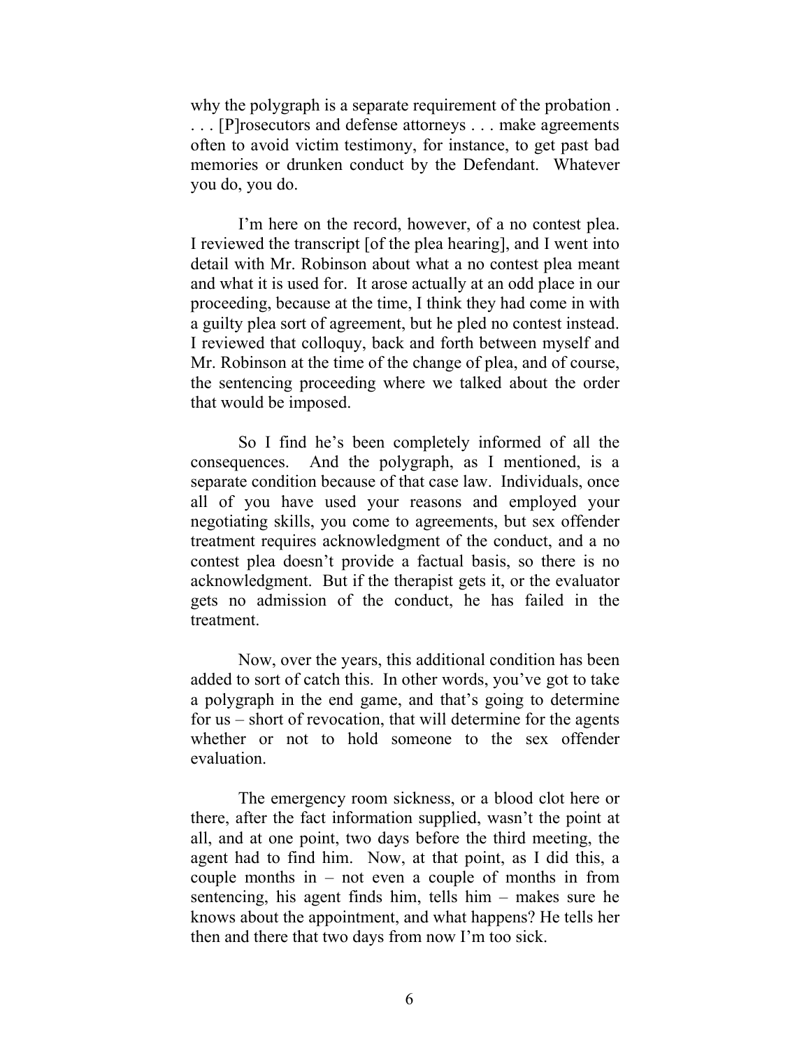why the polygraph is a separate requirement of the probation . . . . [P]rosecutors and defense attorneys . . . make agreements often to avoid victim testimony, for instance, to get past bad memories or drunken conduct by the Defendant. Whatever you do, you do.

I'm here on the record, however, of a no contest plea. I reviewed the transcript [of the plea hearing], and I went into detail with Mr. Robinson about what a no contest plea meant and what it is used for. It arose actually at an odd place in our proceeding, because at the time, I think they had come in with a guilty plea sort of agreement, but he pled no contest instead. I reviewed that colloquy, back and forth between myself and Mr. Robinson at the time of the change of plea, and of course, the sentencing proceeding where we talked about the order that would be imposed.

So I find he's been completely informed of all the consequences. And the polygraph, as I mentioned, is a separate condition because of that case law. Individuals, once all of you have used your reasons and employed your negotiating skills, you come to agreements, but sex offender treatment requires acknowledgment of the conduct, and a no contest plea doesn't provide a factual basis, so there is no acknowledgment. But if the therapist gets it, or the evaluator gets no admission of the conduct, he has failed in the treatment.

Now, over the years, this additional condition has been added to sort of catch this. In other words, you've got to take a polygraph in the end game, and that's going to determine for us – short of revocation, that will determine for the agents whether or not to hold someone to the sex offender evaluation.

The emergency room sickness, or a blood clot here or there, after the fact information supplied, wasn't the point at all, and at one point, two days before the third meeting, the agent had to find him. Now, at that point, as I did this, a couple months in – not even a couple of months in from sentencing, his agent finds him, tells him – makes sure he knows about the appointment, and what happens? He tells her then and there that two days from now I'm too sick.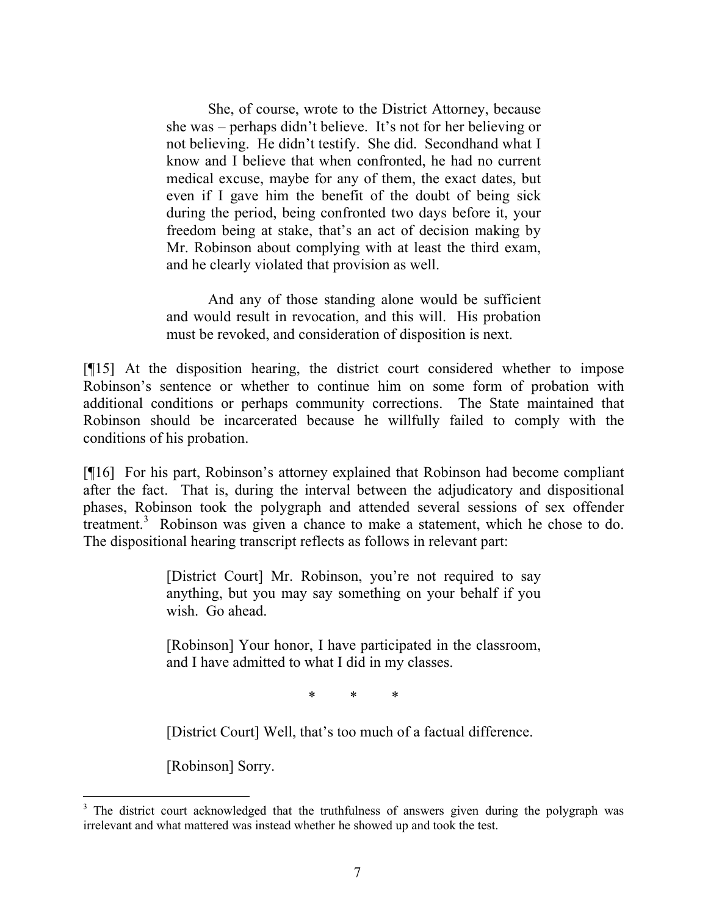> She, of course, wrote to the District Attorney, because she was – perhaps didn't believe. It's not for her believing or not believing. He didn't testify. She did. Secondhand what I know and I believe that when confronted, he had no current medical excuse, maybe for any of them, the exact dates, but even if I gave him the benefit of the doubt of being sick during the period, being confronted two days before it, your freedom being at stake, that's an act of decision making by Mr. Robinson about complying with at least the third exam, and he clearly violated that provision as well.
>
> And any of those standing alone would be sufficient and would result in revocation, and this will. His probation must be revoked, and consideration of disposition is next.

[¶15] At the disposition hearing, the district court considered whether to impose Robinson's sentence or whether to continue him on some form of probation with additional conditions or perhaps community corrections. The State maintained that Robinson should be incarcerated because he willfully failed to comply with the conditions of his probation.

[¶16] For his part, Robinson's attorney explained that Robinson had become compliant after the fact. That is, during the interval between the adjudicatory and dispositional phases, Robinson took the polygraph and attended several sessions of sex offender treatment.[3] Robinson was given a chance to make a statement, which he chose to do. The dispositional hearing transcript reflects as follows in relevant part:

> [District Court] Mr. Robinson, you're not required to say anything, but you may say something on your behalf if you wish. Go ahead.
>
> [Robinson] Your honor, I have participated in the classroom, and I have admitted to what I did in my classes.
>
> \* \* \*
>
> [District Court] Well, that's too much of a factual difference.
>
> [Robinson] Sorry.

---

[3] The district court acknowledged that the truthfulness of answers given during the polygraph was irrelevant and what mattered was instead whether he showed up and took the test.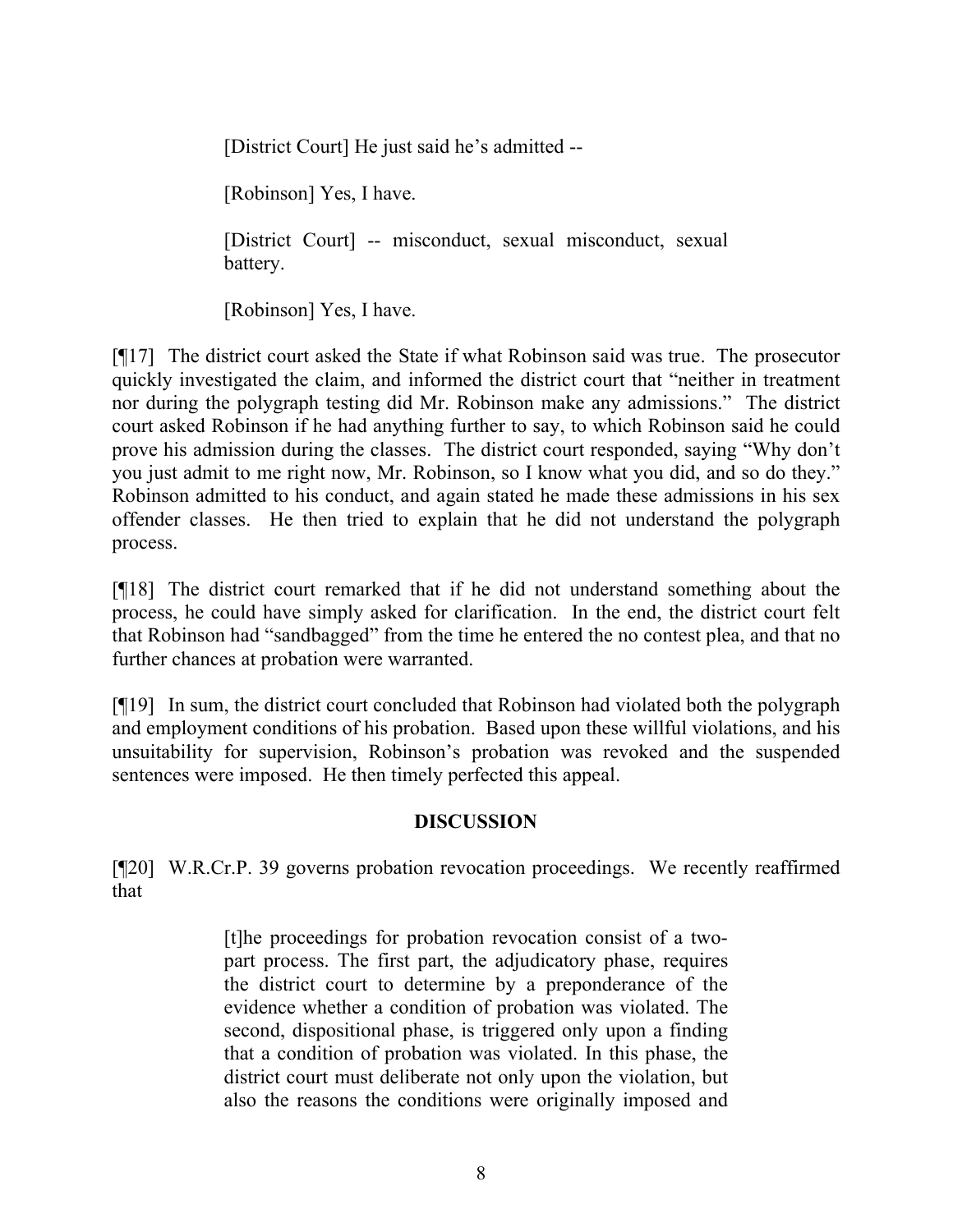> [District Court] He just said he's admitted --
>
> [Robinson] Yes, I have.
>
> [District Court] -- misconduct, sexual misconduct, sexual battery.
>
> [Robinson] Yes, I have.

[¶17] The district court asked the State if what Robinson said was true. The prosecutor quickly investigated the claim, and informed the district court that "neither in treatment nor during the polygraph testing did Mr. Robinson make any admissions." The district court asked Robinson if he had anything further to say, to which Robinson said he could prove his admission during the classes. The district court responded, saying "Why don't you just admit to me right now, Mr. Robinson, so I know what you did, and so do they." Robinson admitted to his conduct, and again stated he made these admissions in his sex offender classes. He then tried to explain that he did not understand the polygraph process.

[¶18] The district court remarked that if he did not understand something about the process, he could have simply asked for clarification. In the end, the district court felt that Robinson had "sandbagged" from the time he entered the no contest plea, and that no further chances at probation were warranted.

[¶19] In sum, the district court concluded that Robinson had violated both the polygraph and employment conditions of his probation. Based upon these willful violations, and his unsuitability for supervision, Robinson's probation was revoked and the suspended sentences were imposed. He then timely perfected this appeal.

## DISCUSSION

[¶20] W.R.Cr.P. 39 governs probation revocation proceedings. We recently reaffirmed that

> [t]he proceedings for probation revocation consist of a two-part process. The first part, the adjudicatory phase, requires the district court to determine by a preponderance of the evidence whether a condition of probation was violated. The second, dispositional phase, is triggered only upon a finding that a condition of probation was violated. In this phase, the district court must deliberate not only upon the violation, but also the reasons the conditions were originally imposed and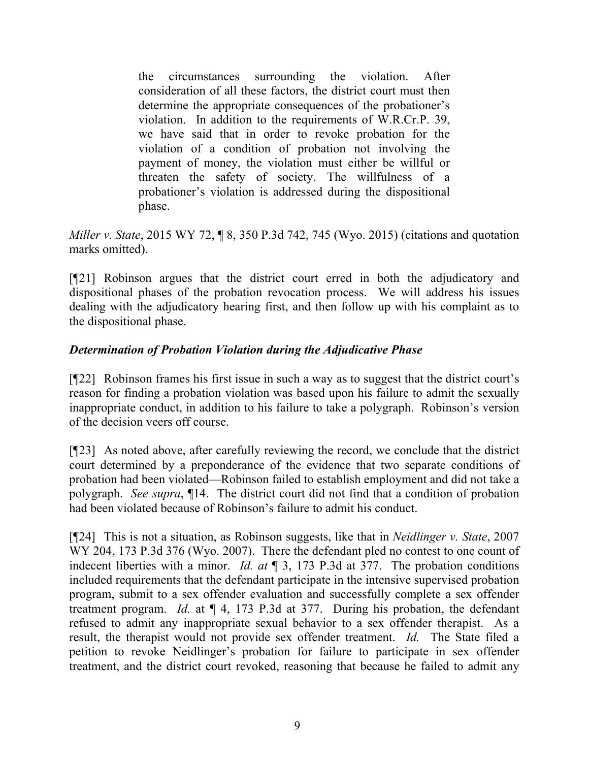> the circumstances surrounding the violation. After consideration of all these factors, the district court must then determine the appropriate consequences of the probationer's violation. In addition to the requirements of W.R.Cr.P. 39, we have said that in order to revoke probation for the violation of a condition of probation not involving the payment of money, the violation must either be willful or threaten the safety of society. The willfulness of a probationer's violation is addressed during the dispositional phase.

*Miller v. State*, 2015 WY 72, ¶ 8, 350 P.3d 742, 745 (Wyo. 2015) (citations and quotation marks omitted).

[¶21] Robinson argues that the district court erred in both the adjudicatory and dispositional phases of the probation revocation process. We will address his issues dealing with the adjudicatory hearing first, and then follow up with his complaint as to the dispositional phase.

### *Determination of Probation Violation during the Adjudicative Phase*

[¶22] Robinson frames his first issue in such a way as to suggest that the district court's reason for finding a probation violation was based upon his failure to admit the sexually inappropriate conduct, in addition to his failure to take a polygraph. Robinson's version of the decision veers off course.

[¶23] As noted above, after carefully reviewing the record, we conclude that the district court determined by a preponderance of the evidence that two separate conditions of probation had been violated—Robinson failed to establish employment and did not take a polygraph. *See supra*, ¶14. The district court did not find that a condition of probation had been violated because of Robinson's failure to admit his conduct.

[¶24] This is not a situation, as Robinson suggests, like that in *Neidlinger v. State*, 2007 WY 204, 173 P.3d 376 (Wyo. 2007). There the defendant pled no contest to one count of indecent liberties with a minor. *Id. at* ¶ 3, 173 P.3d at 377. The probation conditions included requirements that the defendant participate in the intensive supervised probation program, submit to a sex offender evaluation and successfully complete a sex offender treatment program. *Id.* at ¶ 4, 173 P.3d at 377. During his probation, the defendant refused to admit any inappropriate sexual behavior to a sex offender therapist. As a result, the therapist would not provide sex offender treatment. *Id.* The State filed a petition to revoke Neidlinger's probation for failure to participate in sex offender treatment, and the district court revoked, reasoning that because he failed to admit any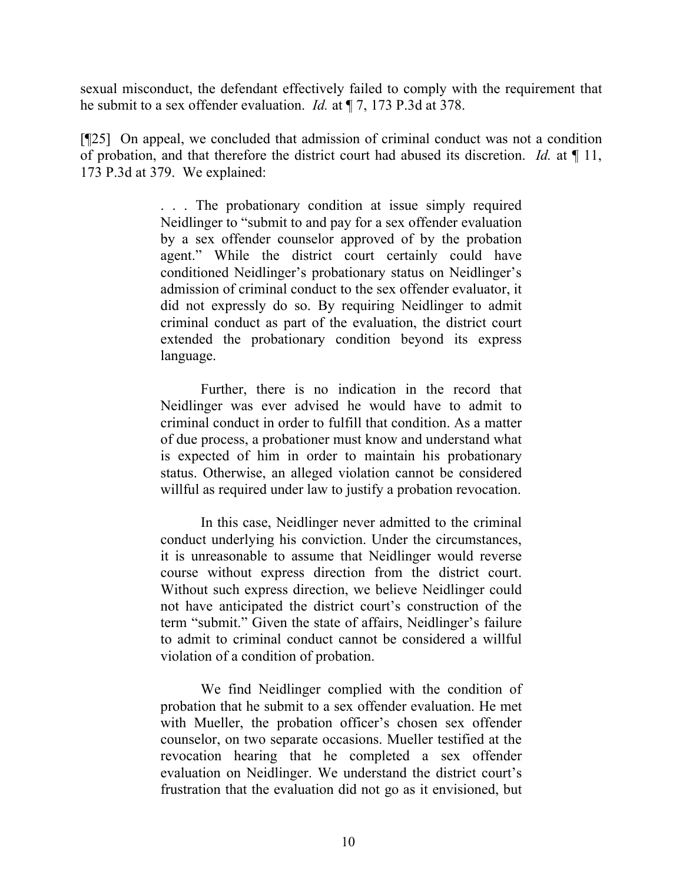sexual misconduct, the defendant effectively failed to comply with the requirement that he submit to a sex offender evaluation. *Id.* at ¶ 7, 173 P.3d at 378.

[¶25] On appeal, we concluded that admission of criminal conduct was not a condition of probation, and that therefore the district court had abused its discretion. *Id.* at ¶ 11, 173 P.3d at 379. We explained:

> . . . The probationary condition at issue simply required Neidlinger to "submit to and pay for a sex offender evaluation by a sex offender counselor approved of by the probation agent." While the district court certainly could have conditioned Neidlinger's probationary status on Neidlinger's admission of criminal conduct to the sex offender evaluator, it did not expressly do so. By requiring Neidlinger to admit criminal conduct as part of the evaluation, the district court extended the probationary condition beyond its express language.
>
> Further, there is no indication in the record that Neidlinger was ever advised he would have to admit to criminal conduct in order to fulfill that condition. As a matter of due process, a probationer must know and understand what is expected of him in order to maintain his probationary status. Otherwise, an alleged violation cannot be considered willful as required under law to justify a probation revocation.
>
> In this case, Neidlinger never admitted to the criminal conduct underlying his conviction. Under the circumstances, it is unreasonable to assume that Neidlinger would reverse course without express direction from the district court. Without such express direction, we believe Neidlinger could not have anticipated the district court's construction of the term "submit." Given the state of affairs, Neidlinger's failure to admit to criminal conduct cannot be considered a willful violation of a condition of probation.
>
> We find Neidlinger complied with the condition of probation that he submit to a sex offender evaluation. He met with Mueller, the probation officer's chosen sex offender counselor, on two separate occasions. Mueller testified at the revocation hearing that he completed a sex offender evaluation on Neidlinger. We understand the district court's frustration that the evaluation did not go as it envisioned, but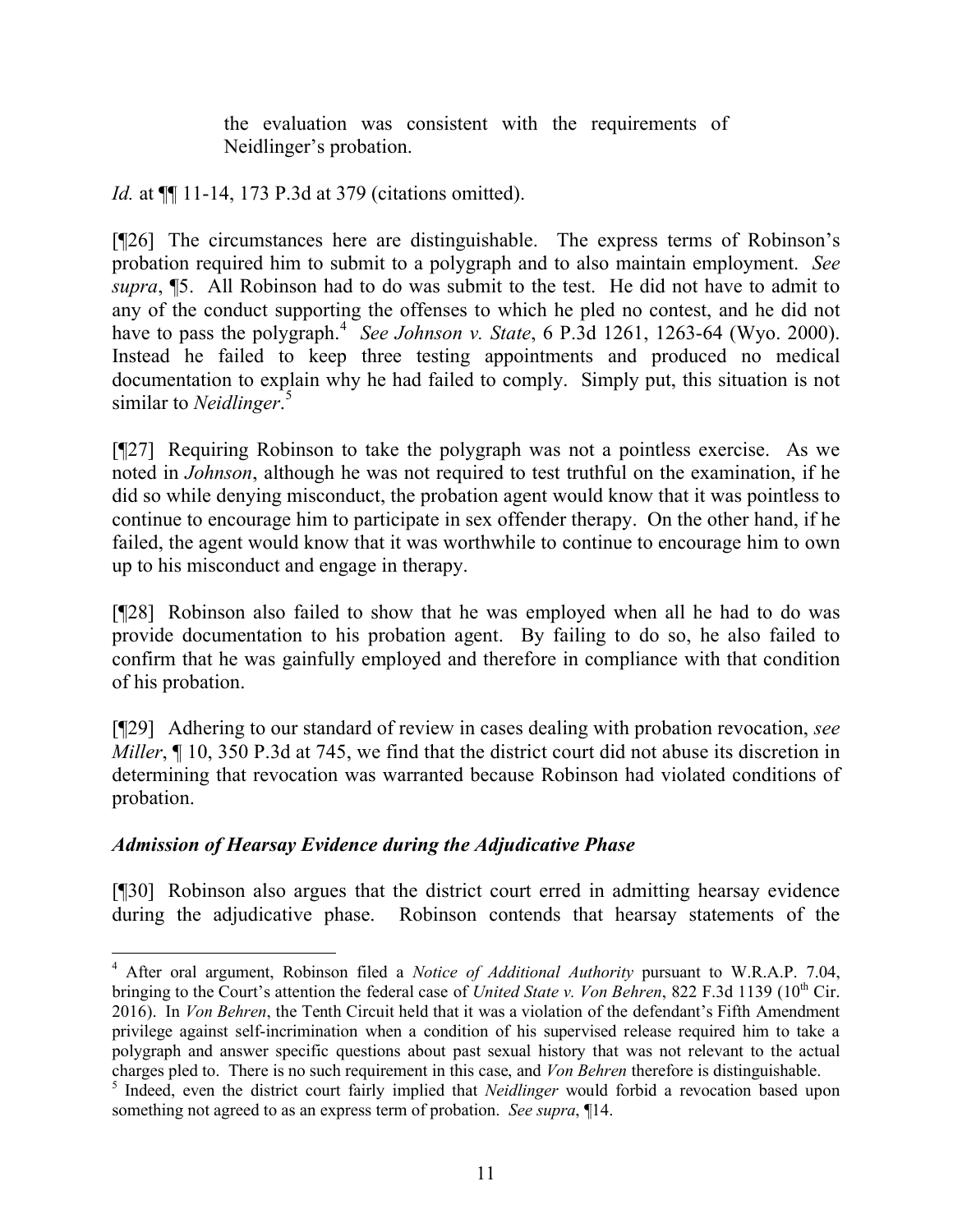> the evaluation was consistent with the requirements of Neidlinger's probation.

*Id.* at ¶¶ 11-14, 173 P.3d at 379 (citations omitted).

[¶26] The circumstances here are distinguishable. The express terms of Robinson's probation required him to submit to a polygraph and to also maintain employment. *See supra*, ¶5. All Robinson had to do was submit to the test. He did not have to admit to any of the conduct supporting the offenses to which he pled no contest, and he did not have to pass the polygraph.[4] *See Johnson v. State*, 6 P.3d 1261, 1263-64 (Wyo. 2000). Instead he failed to keep three testing appointments and produced no medical documentation to explain why he had failed to comply. Simply put, this situation is not similar to *Neidlinger*.[5]

[¶27] Requiring Robinson to take the polygraph was not a pointless exercise. As we noted in *Johnson*, although he was not required to test truthful on the examination, if he did so while denying misconduct, the probation agent would know that it was pointless to continue to encourage him to participate in sex offender therapy. On the other hand, if he failed, the agent would know that it was worthwhile to continue to encourage him to own up to his misconduct and engage in therapy.

[¶28] Robinson also failed to show that he was employed when all he had to do was provide documentation to his probation agent. By failing to do so, he also failed to confirm that he was gainfully employed and therefore in compliance with that condition of his probation.

[¶29] Adhering to our standard of review in cases dealing with probation revocation, *see Miller*, ¶ 10, 350 P.3d at 745, we find that the district court did not abuse its discretion in determining that revocation was warranted because Robinson had violated conditions of probation.

### *Admission of Hearsay Evidence during the Adjudicative Phase*

[¶30] Robinson also argues that the district court erred in admitting hearsay evidence during the adjudicative phase. Robinson contends that hearsay statements of the

---

[4] After oral argument, Robinson filed a *Notice of Additional Authority* pursuant to W.R.A.P. 7.04, bringing to the Court's attention the federal case of *United State v. Von Behren*, 822 F.3d 1139 (10th Cir. 2016). In *Von Behren*, the Tenth Circuit held that it was a violation of the defendant's Fifth Amendment privilege against self-incrimination when a condition of his supervised release required him to take a polygraph and answer specific questions about past sexual history that was not relevant to the actual charges pled to. There is no such requirement in this case, and *Von Behren* therefore is distinguishable.

[5] Indeed, even the district court fairly implied that *Neidlinger* would forbid a revocation based upon something not agreed to as an express term of probation. *See supra*, ¶14.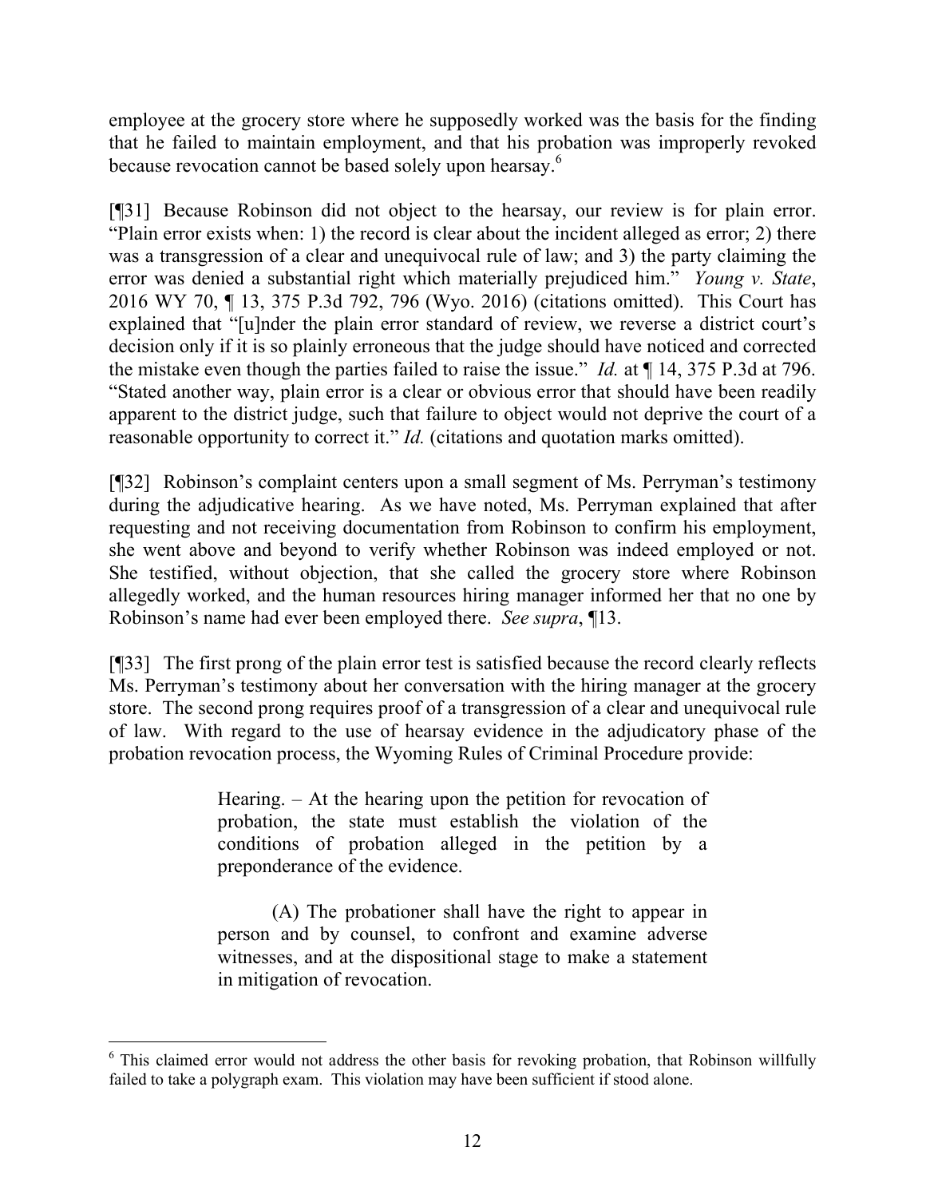employee at the grocery store where he supposedly worked was the basis for the finding that he failed to maintain employment, and that his probation was improperly revoked because revocation cannot be based solely upon hearsay.[6]

[¶31] Because Robinson did not object to the hearsay, our review is for plain error. "Plain error exists when: 1) the record is clear about the incident alleged as error; 2) there was a transgression of a clear and unequivocal rule of law; and 3) the party claiming the error was denied a substantial right which materially prejudiced him." *Young v. State*, 2016 WY 70, ¶ 13, 375 P.3d 792, 796 (Wyo. 2016) (citations omitted). This Court has explained that "[u]nder the plain error standard of review, we reverse a district court's decision only if it is so plainly erroneous that the judge should have noticed and corrected the mistake even though the parties failed to raise the issue." *Id.* at ¶ 14, 375 P.3d at 796. "Stated another way, plain error is a clear or obvious error that should have been readily apparent to the district judge, such that failure to object would not deprive the court of a reasonable opportunity to correct it." *Id.* (citations and quotation marks omitted).

[¶32] Robinson's complaint centers upon a small segment of Ms. Perryman's testimony during the adjudicative hearing. As we have noted, Ms. Perryman explained that after requesting and not receiving documentation from Robinson to confirm his employment, she went above and beyond to verify whether Robinson was indeed employed or not. She testified, without objection, that she called the grocery store where Robinson allegedly worked, and the human resources hiring manager informed her that no one by Robinson's name had ever been employed there. *See supra*, ¶13.

[¶33] The first prong of the plain error test is satisfied because the record clearly reflects Ms. Perryman's testimony about her conversation with the hiring manager at the grocery store. The second prong requires proof of a transgression of a clear and unequivocal rule of law. With regard to the use of hearsay evidence in the adjudicatory phase of the probation revocation process, the Wyoming Rules of Criminal Procedure provide:

> Hearing. – At the hearing upon the petition for revocation of probation, the state must establish the violation of the conditions of probation alleged in the petition by a preponderance of the evidence.
>
> (A) The probationer shall have the right to appear in person and by counsel, to confront and examine adverse witnesses, and at the dispositional stage to make a statement in mitigation of revocation.

---

[6] This claimed error would not address the other basis for revoking probation, that Robinson willfully failed to take a polygraph exam. This violation may have been sufficient if stood alone.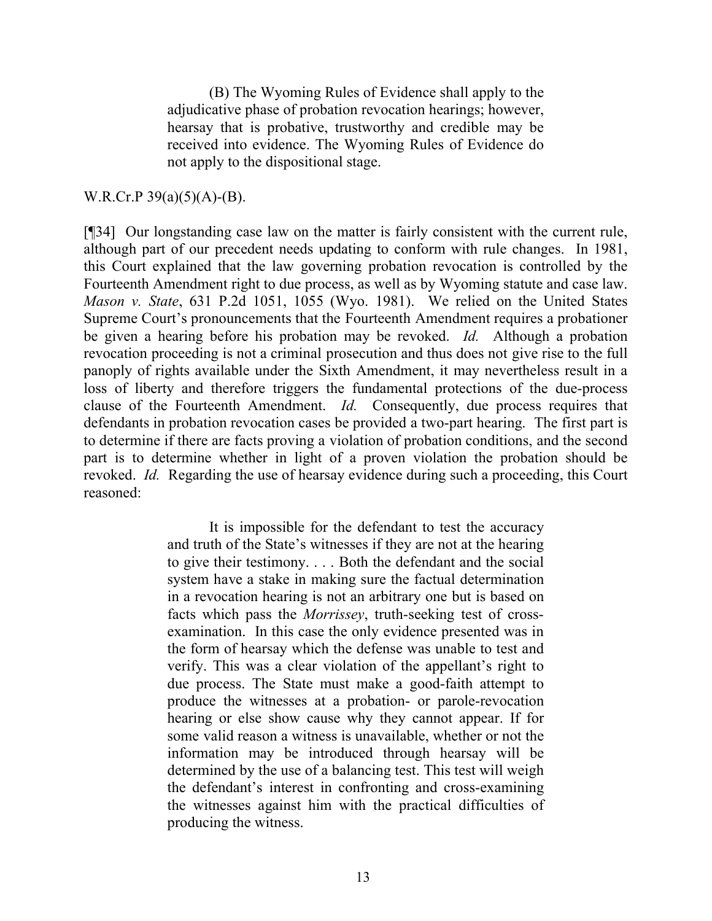> (B) The Wyoming Rules of Evidence shall apply to the adjudicative phase of probation revocation hearings; however, hearsay that is probative, trustworthy and credible may be received into evidence. The Wyoming Rules of Evidence do not apply to the dispositional stage.

W.R.Cr.P 39(a)(5)(A)-(B).

[¶34] Our longstanding case law on the matter is fairly consistent with the current rule, although part of our precedent needs updating to conform with rule changes. In 1981, this Court explained that the law governing probation revocation is controlled by the Fourteenth Amendment right to due process, as well as by Wyoming statute and case law. *Mason v. State*, 631 P.2d 1051, 1055 (Wyo. 1981). We relied on the United States Supreme Court's pronouncements that the Fourteenth Amendment requires a probationer be given a hearing before his probation may be revoked. *Id.* Although a probation revocation proceeding is not a criminal prosecution and thus does not give rise to the full panoply of rights available under the Sixth Amendment, it may nevertheless result in a loss of liberty and therefore triggers the fundamental protections of the due-process clause of the Fourteenth Amendment. *Id.* Consequently, due process requires that defendants in probation revocation cases be provided a two-part hearing. The first part is to determine if there are facts proving a violation of probation conditions, and the second part is to determine whether in light of a proven violation the probation should be revoked. *Id.* Regarding the use of hearsay evidence during such a proceeding, this Court reasoned:

> It is impossible for the defendant to test the accuracy and truth of the State's witnesses if they are not at the hearing to give their testimony. . . . Both the defendant and the social system have a stake in making sure the factual determination in a revocation hearing is not an arbitrary one but is based on facts which pass the *Morrissey*, truth-seeking test of cross-examination. In this case the only evidence presented was in the form of hearsay which the defense was unable to test and verify. This was a clear violation of the appellant's right to due process. The State must make a good-faith attempt to produce the witnesses at a probation- or parole-revocation hearing or else show cause why they cannot appear. If for some valid reason a witness is unavailable, whether or not the information may be introduced through hearsay will be determined by the use of a balancing test. This test will weigh the defendant's interest in confronting and cross-examining the witnesses against him with the practical difficulties of producing the witness.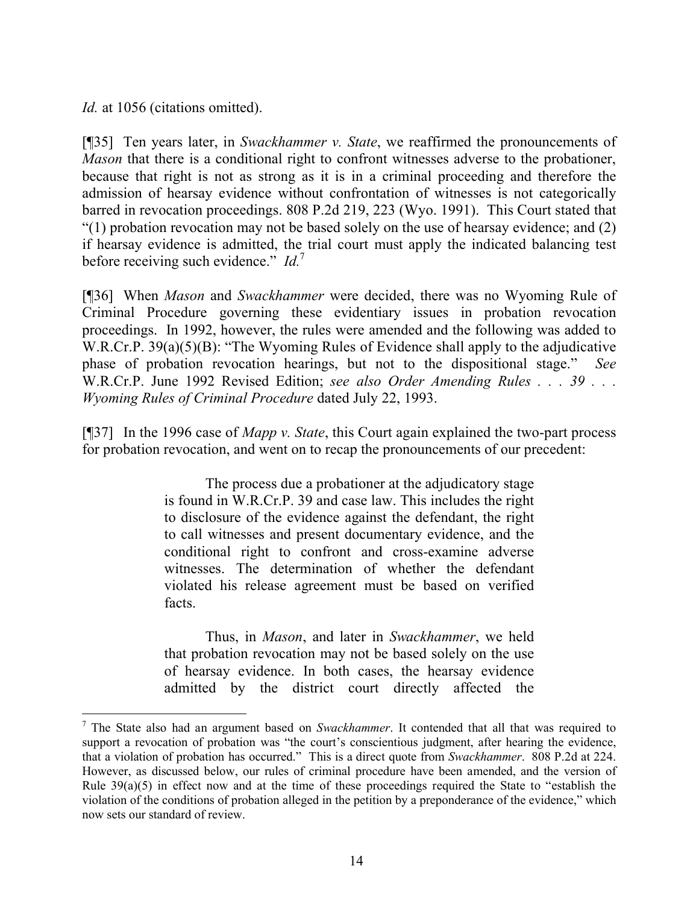*Id.* at 1056 (citations omitted).

[¶35] Ten years later, in *Swackhammer v. State*, we reaffirmed the pronouncements of *Mason* that there is a conditional right to confront witnesses adverse to the probationer, because that right is not as strong as it is in a criminal proceeding and therefore the admission of hearsay evidence without confrontation of witnesses is not categorically barred in revocation proceedings. 808 P.2d 219, 223 (Wyo. 1991). This Court stated that "(1) probation revocation may not be based solely on the use of hearsay evidence; and (2) if hearsay evidence is admitted, the trial court must apply the indicated balancing test before receiving such evidence." *Id.*[7]

[¶36] When *Mason* and *Swackhammer* were decided, there was no Wyoming Rule of Criminal Procedure governing these evidentiary issues in probation revocation proceedings. In 1992, however, the rules were amended and the following was added to W.R.Cr.P. 39(a)(5)(B): "The Wyoming Rules of Evidence shall apply to the adjudicative phase of probation revocation hearings, but not to the dispositional stage." *See* W.R.Cr.P. June 1992 Revised Edition; *see also Order Amending Rules . . . 39 . . . Wyoming Rules of Criminal Procedure* dated July 22, 1993.

[¶37] In the 1996 case of *Mapp v. State*, this Court again explained the two-part process for probation revocation, and went on to recap the pronouncements of our precedent:

> The process due a probationer at the adjudicatory stage is found in W.R.Cr.P. 39 and case law. This includes the right to disclosure of the evidence against the defendant, the right to call witnesses and present documentary evidence, and the conditional right to confront and cross-examine adverse witnesses. The determination of whether the defendant violated his release agreement must be based on verified facts.
>
> Thus, in *Mason*, and later in *Swackhammer*, we held that probation revocation may not be based solely on the use of hearsay evidence. In both cases, the hearsay evidence admitted by the district court directly affected the

---

[7] The State also had an argument based on *Swackhammer*. It contended that all that was required to support a revocation of probation was "the court's conscientious judgment, after hearing the evidence, that a violation of probation has occurred." This is a direct quote from *Swackhammer*. 808 P.2d at 224. However, as discussed below, our rules of criminal procedure have been amended, and the version of Rule 39(a)(5) in effect now and at the time of these proceedings required the State to "establish the violation of the conditions of probation alleged in the petition by a preponderance of the evidence," which now sets our standard of review.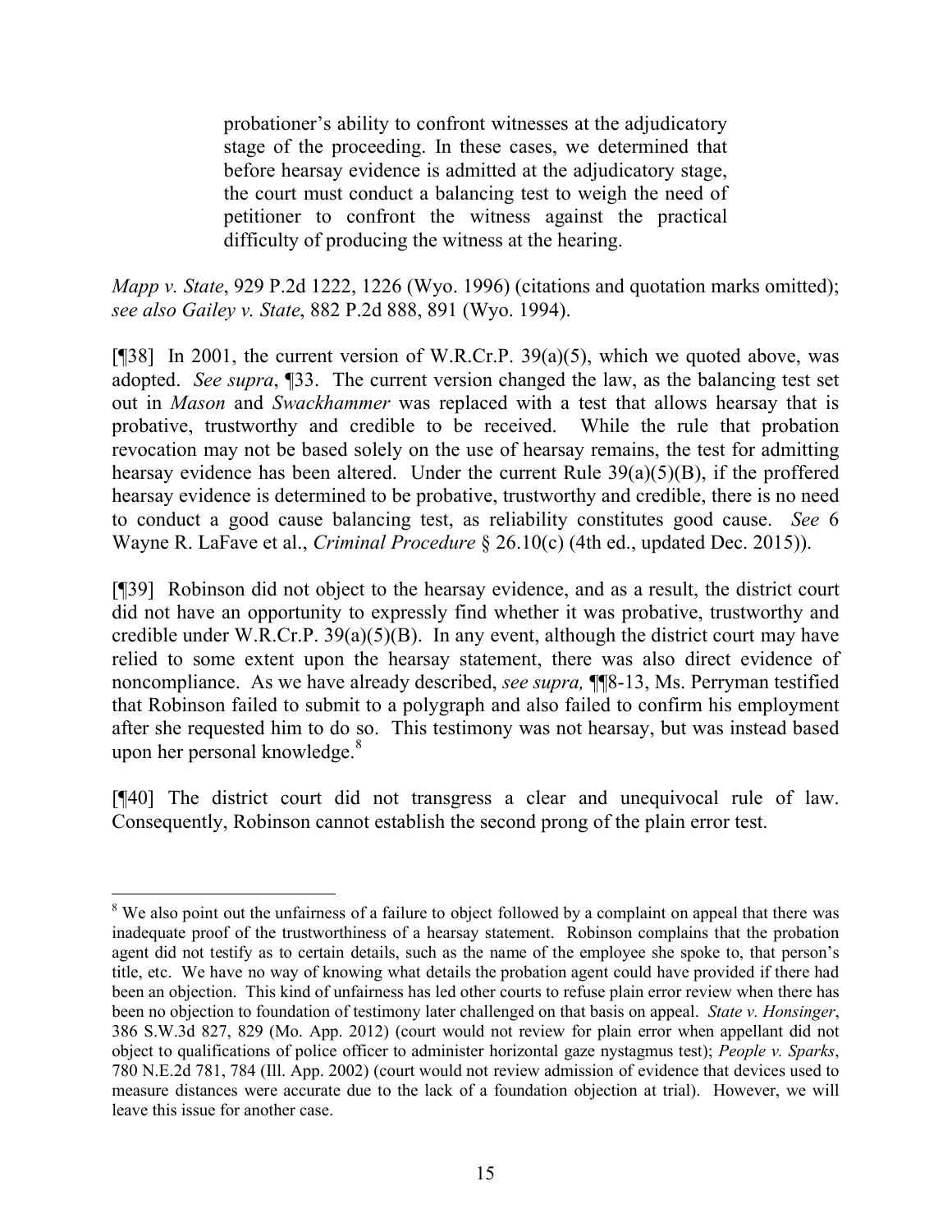> probationer's ability to confront witnesses at the adjudicatory stage of the proceeding. In these cases, we determined that before hearsay evidence is admitted at the adjudicatory stage, the court must conduct a balancing test to weigh the need of petitioner to confront the witness against the practical difficulty of producing the witness at the hearing.

*Mapp v. State*, 929 P.2d 1222, 1226 (Wyo. 1996) (citations and quotation marks omitted); *see also Gailey v. State*, 882 P.2d 888, 891 (Wyo. 1994).

[¶38] In 2001, the current version of W.R.Cr.P. 39(a)(5), which we quoted above, was adopted. *See supra*, ¶33. The current version changed the law, as the balancing test set out in *Mason* and *Swackhammer* was replaced with a test that allows hearsay that is probative, trustworthy and credible to be received. While the rule that probation revocation may not be based solely on the use of hearsay remains, the test for admitting hearsay evidence has been altered. Under the current Rule 39(a)(5)(B), if the proffered hearsay evidence is determined to be probative, trustworthy and credible, there is no need to conduct a good cause balancing test, as reliability constitutes good cause. *See* 6 Wayne R. LaFave et al., *Criminal Procedure* § 26.10(c) (4th ed., updated Dec. 2015)).

[¶39] Robinson did not object to the hearsay evidence, and as a result, the district court did not have an opportunity to expressly find whether it was probative, trustworthy and credible under W.R.Cr.P. 39(a)(5)(B). In any event, although the district court may have relied to some extent upon the hearsay statement, there was also direct evidence of noncompliance. As we have already described, *see supra,* ¶¶8-13, Ms. Perryman testified that Robinson failed to submit to a polygraph and also failed to confirm his employment after she requested him to do so. This testimony was not hearsay, but was instead based upon her personal knowledge.[8]

[¶40] The district court did not transgress a clear and unequivocal rule of law. Consequently, Robinson cannot establish the second prong of the plain error test.

---

[8] We also point out the unfairness of a failure to object followed by a complaint on appeal that there was inadequate proof of the trustworthiness of a hearsay statement. Robinson complains that the probation agent did not testify as to certain details, such as the name of the employee she spoke to, that person's title, etc. We have no way of knowing what details the probation agent could have provided if there had been an objection. This kind of unfairness has led other courts to refuse plain error review when there has been no objection to foundation of testimony later challenged on that basis on appeal. *State v. Honsinger*, 386 S.W.3d 827, 829 (Mo. App. 2012) (court would not review for plain error when appellant did not object to qualifications of police officer to administer horizontal gaze nystagmus test); *People v. Sparks*, 780 N.E.2d 781, 784 (Ill. App. 2002) (court would not review admission of evidence that devices used to measure distances were accurate due to the lack of a foundation objection at trial). However, we will leave this issue for another case.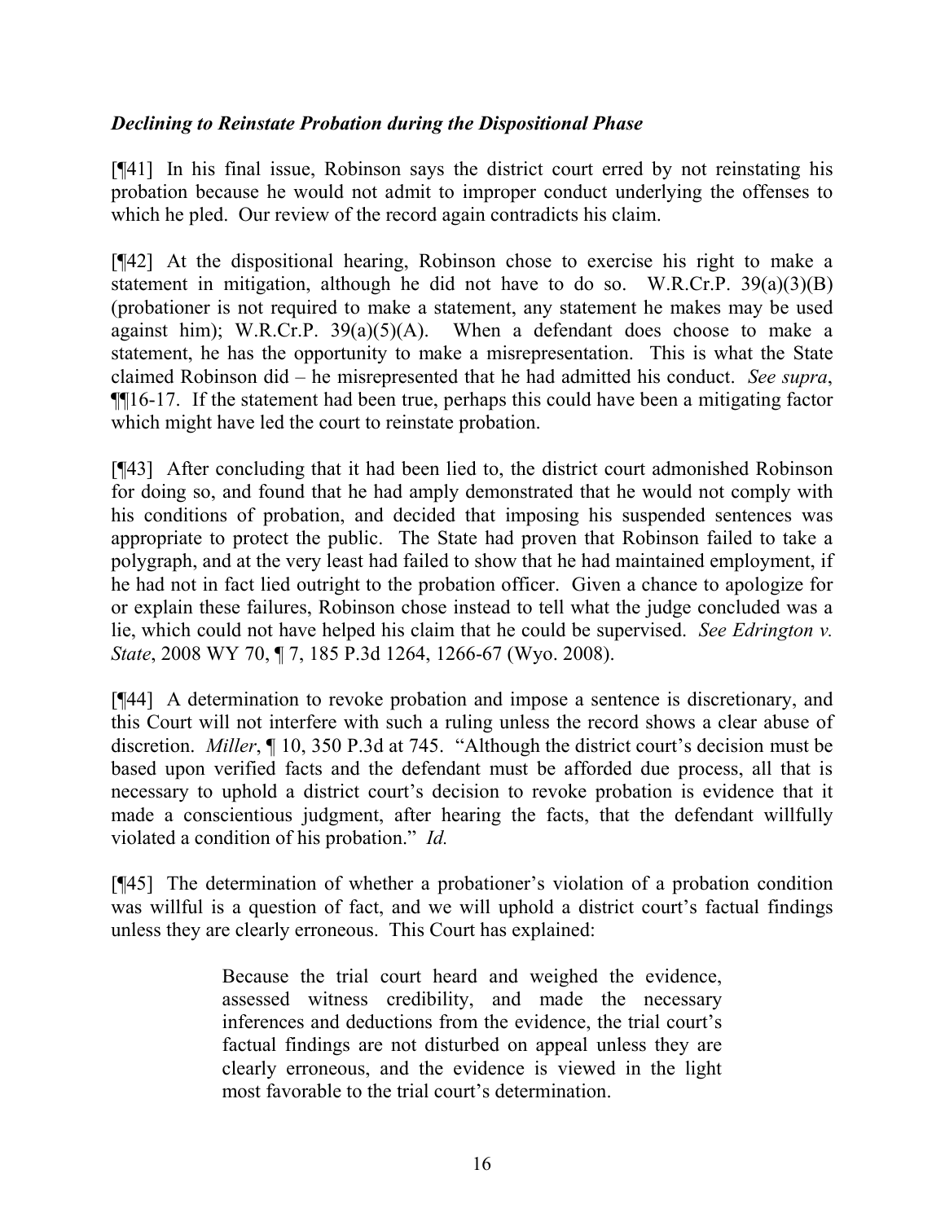***Declining to Reinstate Probation during the Dispositional Phase***

[¶41] In his final issue, Robinson says the district court erred by not reinstating his probation because he would not admit to improper conduct underlying the offenses to which he pled. Our review of the record again contradicts his claim.

[¶42] At the dispositional hearing, Robinson chose to exercise his right to make a statement in mitigation, although he did not have to do so. W.R.Cr.P. 39(a)(3)(B) (probationer is not required to make a statement, any statement he makes may be used against him); W.R.Cr.P. 39(a)(5)(A). When a defendant does choose to make a statement, he has the opportunity to make a misrepresentation. This is what the State claimed Robinson did – he misrepresented that he had admitted his conduct. *See supra*, ¶¶16-17. If the statement had been true, perhaps this could have been a mitigating factor which might have led the court to reinstate probation.

[¶43] After concluding that it had been lied to, the district court admonished Robinson for doing so, and found that he had amply demonstrated that he would not comply with his conditions of probation, and decided that imposing his suspended sentences was appropriate to protect the public. The State had proven that Robinson failed to take a polygraph, and at the very least had failed to show that he had maintained employment, if he had not in fact lied outright to the probation officer. Given a chance to apologize for or explain these failures, Robinson chose instead to tell what the judge concluded was a lie, which could not have helped his claim that he could be supervised. *See Edrington v. State*, 2008 WY 70, ¶ 7, 185 P.3d 1264, 1266-67 (Wyo. 2008).

[¶44] A determination to revoke probation and impose a sentence is discretionary, and this Court will not interfere with such a ruling unless the record shows a clear abuse of discretion. *Miller*, ¶ 10, 350 P.3d at 745. "Although the district court's decision must be based upon verified facts and the defendant must be afforded due process, all that is necessary to uphold a district court's decision to revoke probation is evidence that it made a conscientious judgment, after hearing the facts, that the defendant willfully violated a condition of his probation." *Id.*

[¶45] The determination of whether a probationer's violation of a probation condition was willful is a question of fact, and we will uphold a district court's factual findings unless they are clearly erroneous. This Court has explained:

> Because the trial court heard and weighed the evidence, assessed witness credibility, and made the necessary inferences and deductions from the evidence, the trial court's factual findings are not disturbed on appeal unless they are clearly erroneous, and the evidence is viewed in the light most favorable to the trial court's determination.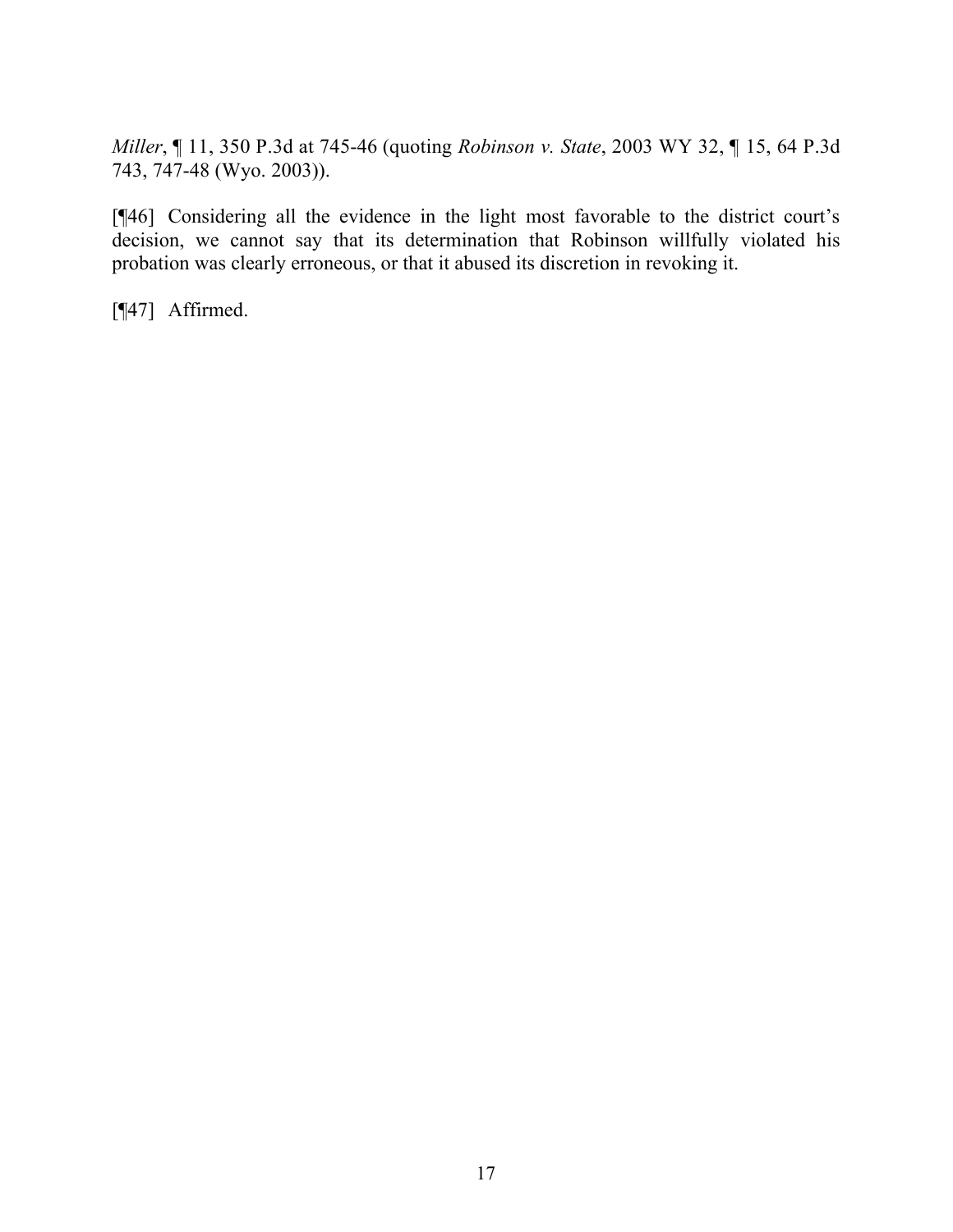*Miller*, ¶ 11, 350 P.3d at 745-46 (quoting *Robinson v. State*, 2003 WY 32, ¶ 15, 64 P.3d 743, 747-48 (Wyo. 2003)).

[¶46] Considering all the evidence in the light most favorable to the district court's decision, we cannot say that its determination that Robinson willfully violated his probation was clearly erroneous, or that it abused its discretion in revoking it.

[¶47] Affirmed.